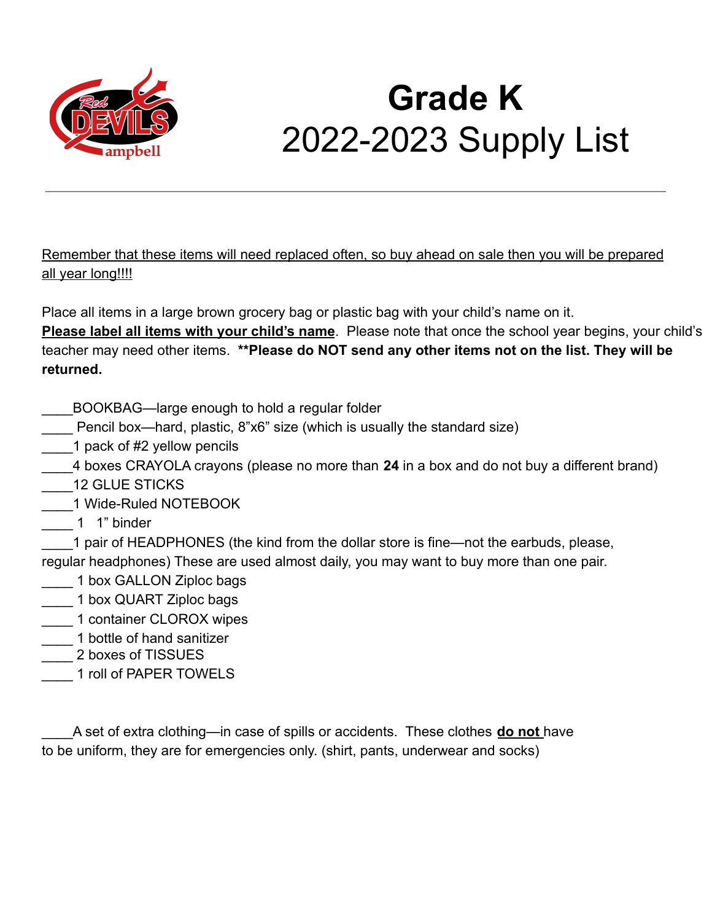# Grade K
# 2022-2023 Supply List

---

<u>Remember that these items will need replaced often, so buy ahead on sale then you will be prepared all year long!!!!</u>

Place all items in a large brown grocery bag or plastic bag with your child's name on it. **<u>Please label all items with your child's name</u>**. Please note that once the school year begins, your child's teacher may need other items. ****Please do NOT send any other items not on the list. They will be returned.**

____BOOKBAG—large enough to hold a regular folder
____ Pencil box—hard, plastic, 8"x6" size (which is usually the standard size)
____1 pack of #2 yellow pencils
____4 boxes CRAYOLA crayons (please no more than **24** in a box and do not buy a different brand)
____12 GLUE STICKS
____1 Wide-Ruled NOTEBOOK
____ 1 1" binder
____1 pair of HEADPHONES (the kind from the dollar store is fine—not the earbuds, please, regular headphones) These are used almost daily, you may want to buy more than one pair.
____ 1 box GALLON Ziploc bags
____ 1 box QUART Ziploc bags
____ 1 container CLOROX wipes
____ 1 bottle of hand sanitizer
____ 2 boxes of TISSUES
____ 1 roll of PAPER TOWELS

____A set of extra clothing—in case of spills or accidents. These clothes **<u>do not</u>** have to be uniform, they are for emergencies only. (shirt, pants, underwear and socks)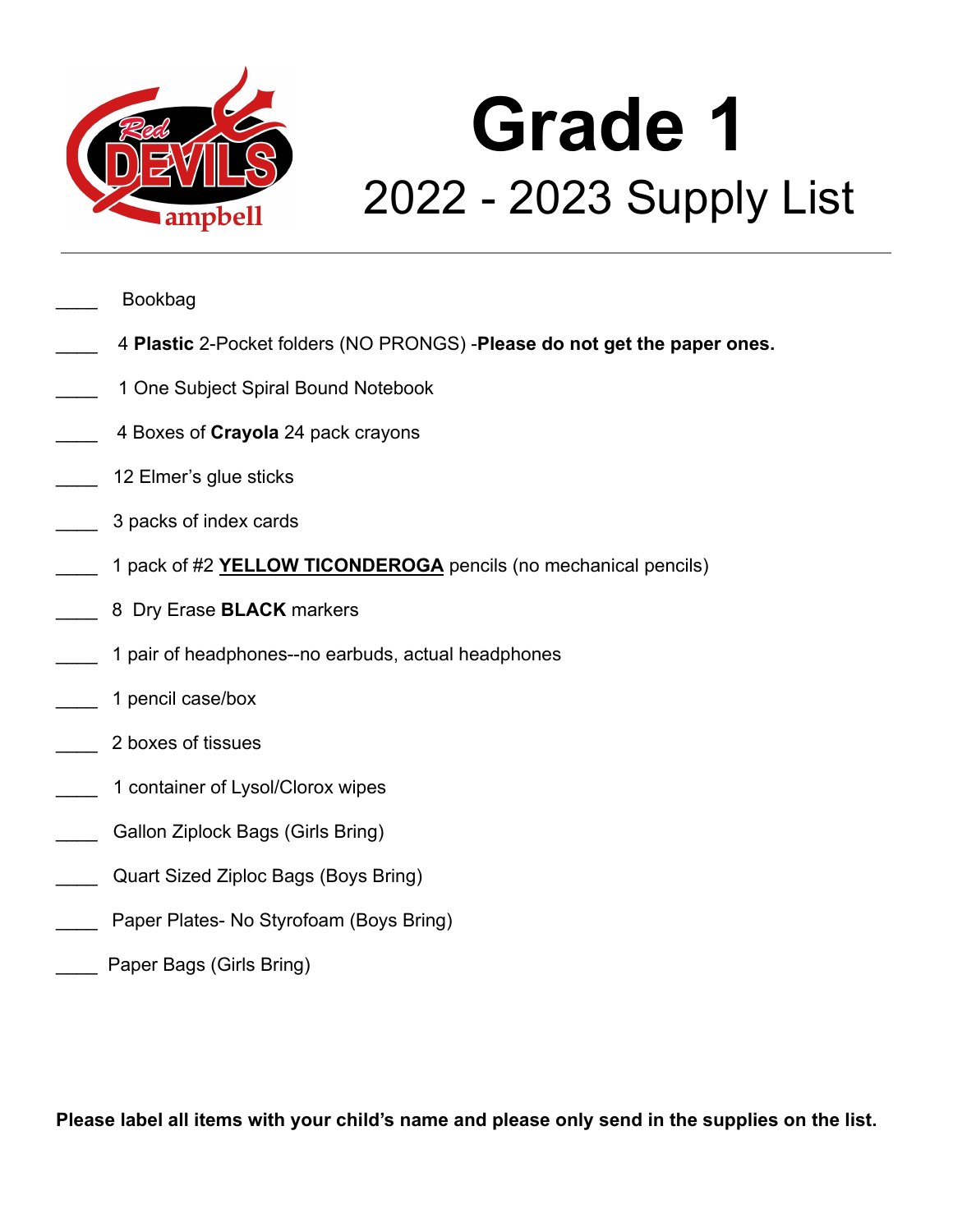# Grade 1

## 2022 - 2023 Supply List

---

- ____ Bookbag
- ____ 4 **Plastic** 2-Pocket folders (NO PRONGS) -**Please do not get the paper ones.**
- ____ 1 One Subject Spiral Bound Notebook
- ____ 4 Boxes of **Crayola** 24 pack crayons
- ____ 12 Elmer's glue sticks
- ____ 3 packs of index cards
- ____ 1 pack of #2 **YELLOW TICONDEROGA** pencils (no mechanical pencils)
- ____ 8 Dry Erase **BLACK** markers
- ____ 1 pair of headphones--no earbuds, actual headphones
- ____ 1 pencil case/box
- ____ 2 boxes of tissues
- ____ 1 container of Lysol/Clorox wipes
- ____ Gallon Ziplock Bags (Girls Bring)
- ____ Quart Sized Ziploc Bags (Boys Bring)
- ____ Paper Plates- No Styrofoam (Boys Bring)
- ____ Paper Bags (Girls Bring)

**Please label all items with your child's name and please only send in the supplies on the list.**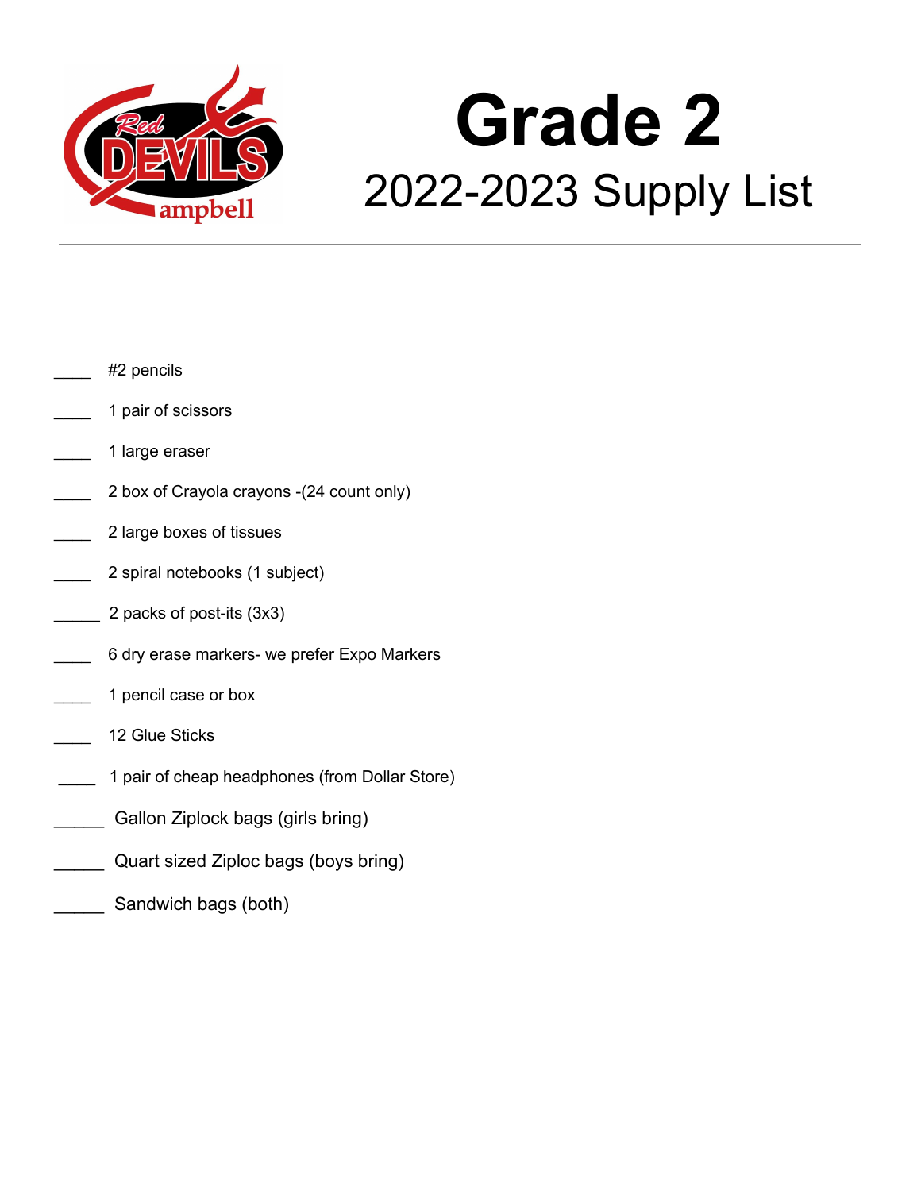# Grade 2

## 2022-2023 Supply List

____ #2 pencils

____ 1 pair of scissors

____ 1 large eraser

____ 2 box of Crayola crayons -(24 count only)

____ 2 large boxes of tissues

____ 2 spiral notebooks (1 subject)

_____ 2 packs of post-its (3x3)

____ 6 dry erase markers- we prefer Expo Markers

____ 1 pencil case or box

____ 12 Glue Sticks

____ 1 pair of cheap headphones (from Dollar Store)

______ Gallon Ziplock bags (girls bring)

______ Quart sized Ziploc bags (boys bring)

______ Sandwich bags (both)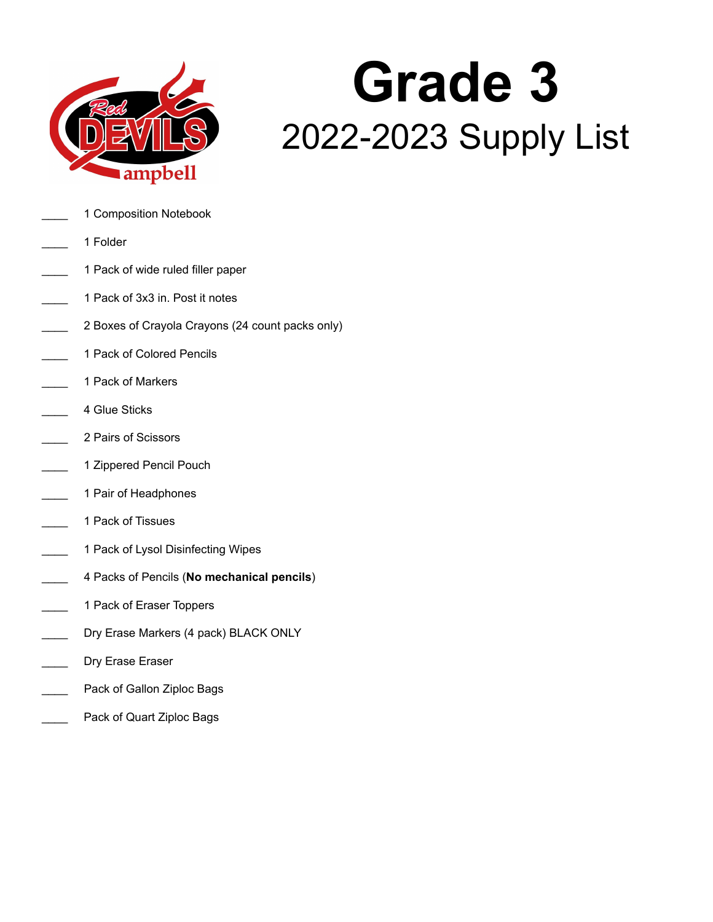# Grade 3

## 2022-2023 Supply List

- ____ 1 Composition Notebook
- ____ 1 Folder
- ____ 1 Pack of wide ruled filler paper
- ____ 1 Pack of 3x3 in. Post it notes
- ____ 2 Boxes of Crayola Crayons (24 count packs only)
- ____ 1 Pack of Colored Pencils
- ____ 1 Pack of Markers
- ____ 4 Glue Sticks
- ____ 2 Pairs of Scissors
- ____ 1 Zippered Pencil Pouch
- ____ 1 Pair of Headphones
- ____ 1 Pack of Tissues
- ____ 1 Pack of Lysol Disinfecting Wipes
- ____ 4 Packs of Pencils (**No mechanical pencils**)
- ____ 1 Pack of Eraser Toppers
- ____ Dry Erase Markers (4 pack) BLACK ONLY
- ____ Dry Erase Eraser
- ____ Pack of Gallon Ziploc Bags
- ____ Pack of Quart Ziploc Bags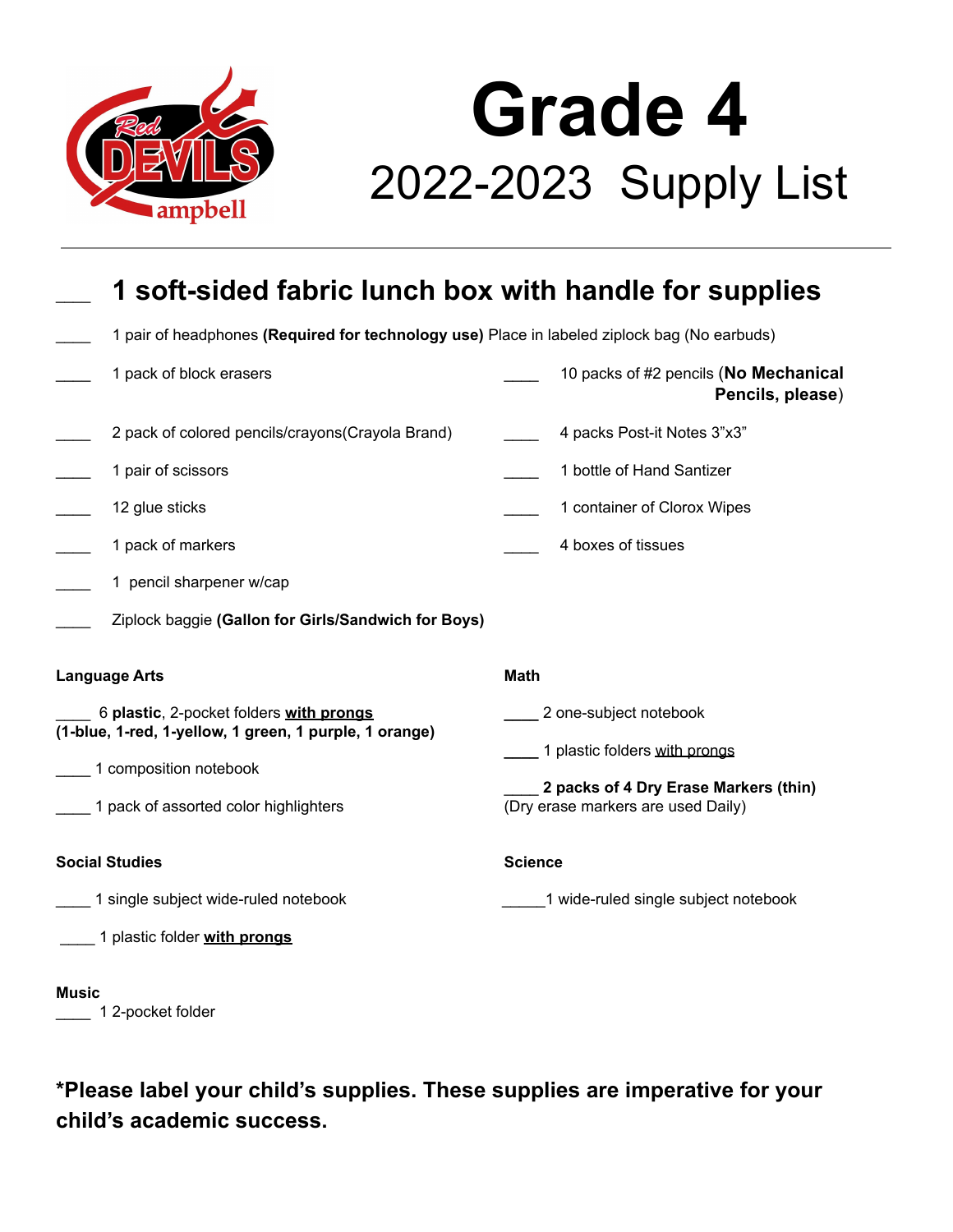# Grade 4

## 2022-2023 Supply List

___ **1 soft-sided fabric lunch box with handle for supplies**

____ 1 pair of headphones **(Required for technology use)** Place in labeled ziplock bag (No earbuds)

____ 1 pack of block erasers

____ 2 pack of colored pencils/crayons(Crayola Brand)

____ 1 pair of scissors

____ 12 glue sticks

____ 1 pack of markers

____ 1 pencil sharpener w/cap

____ Ziplock baggie **(Gallon for Girls/Sandwich for Boys)**

____ 10 packs of #2 pencils (**No Mechanical Pencils, please**)

____ 4 packs Post-it Notes 3"x3"

____ 1 bottle of Hand Santizer

____ 1 container of Clorox Wipes

____ 4 boxes of tissues

**Language Arts**

____ 6 **plastic**, 2-pocket folders **<u>with prongs</u>** **(1-blue, 1-red, 1-yellow, 1 green, 1 purple, 1 orange)**

____ 1 composition notebook

____ 1 pack of assorted color highlighters

**Math**

____ 2 one-subject notebook

____ 1 plastic folders <u>with prongs</u>

____ **2 packs of 4 Dry Erase Markers (thin)** (Dry erase markers are used Daily)

**Social Studies**

____ 1 single subject wide-ruled notebook

____ 1 plastic folder **<u>with prongs</u>**

**Science**

_____1 wide-ruled single subject notebook

**Music**

____ 1 2-pocket folder

**\*Please label your child's supplies. These supplies are imperative for your child's academic success.**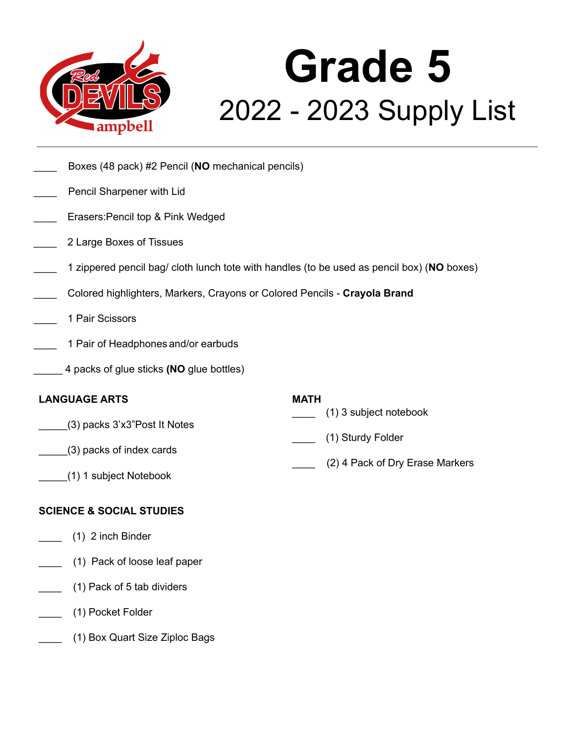# Grade 5

## 2022 - 2023 Supply List

- ____ Boxes (48 pack) #2 Pencil (**NO** mechanical pencils)
- ____ Pencil Sharpener with Lid
- ____ Erasers:Pencil top & Pink Wedged
- ____ 2 Large Boxes of Tissues
- ____ 1 zippered pencil bag/ cloth lunch tote with handles (to be used as pencil box) (**NO** boxes)
- ____ Colored highlighters, Markers, Crayons or Colored Pencils - **Crayola Brand**
- ____ 1 Pair Scissors
- ____ 1 Pair of Headphones and/or earbuds
- _____ 4 packs of glue sticks **(NO** glue bottles)

### LANGUAGE ARTS

- _____(3) packs 3'x3"Post It Notes
- _____(3) packs of index cards
- _____(1) 1 subject Notebook

### SCIENCE & SOCIAL STUDIES

- ____ (1) 2 inch Binder
- ____ (1) Pack of loose leaf paper
- ____ (1) Pack of 5 tab dividers
- ____ (1) Pocket Folder
- ____ (1) Box Quart Size Ziploc Bags

### MATH

- ____ (1) 3 subject notebook
- ____ (1) Sturdy Folder
- ____ (2) 4 Pack of Dry Erase Markers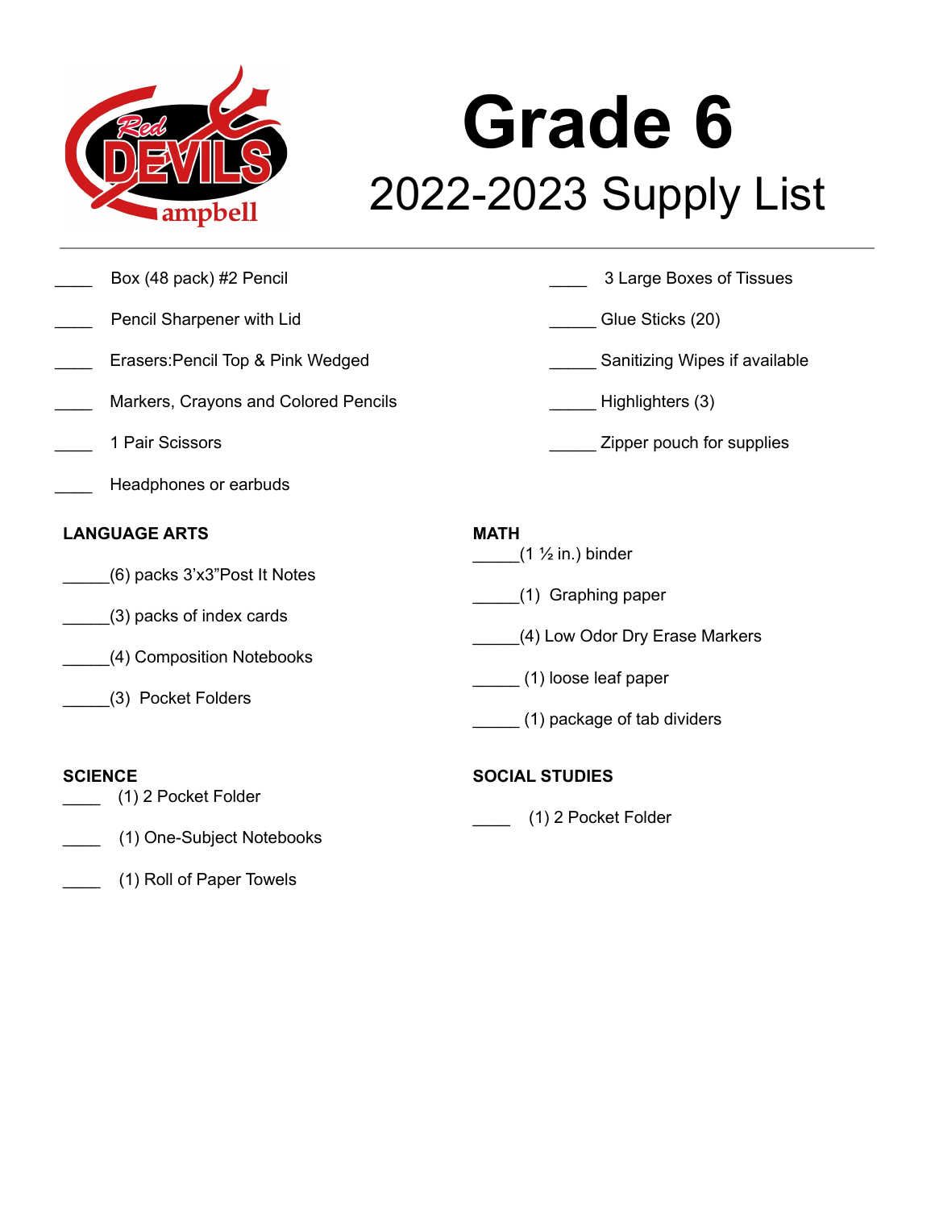# Grade 6

## 2022-2023 Supply List

____ Box (48 pack) #2 Pencil

____ Pencil Sharpener with Lid

____ Erasers:Pencil Top & Pink Wedged

____ Markers, Crayons and Colored Pencils

____ 1 Pair Scissors

____ Headphones or earbuds

____ 3 Large Boxes of Tissues

_____ Glue Sticks (20)

_____ Sanitizing Wipes if available

_____ Highlighters (3)

_____ Zipper pouch for supplies

**LANGUAGE ARTS**

_____(6) packs 3'x3"Post It Notes

_____(3) packs of index cards

_____(4) Composition Notebooks

_____(3) Pocket Folders

**MATH**

_____(1 ½ in.) binder

_____(1) Graphing paper

_____(4) Low Odor Dry Erase Markers

_____ (1) loose leaf paper

_____ (1) package of tab dividers

**SCIENCE**

____ (1) 2 Pocket Folder

____ (1) One-Subject Notebooks

____ (1) Roll of Paper Towels

**SOCIAL STUDIES**

____ (1) 2 Pocket Folder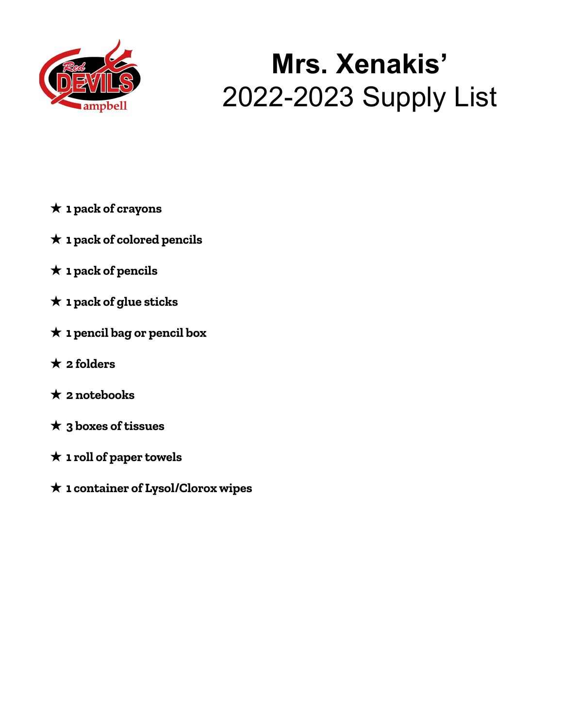# Mrs. Xenakis'

## 2022-2023 Supply List

- ★ **1 pack of crayons**
- ★ **1 pack of colored pencils**
- ★ **1 pack of pencils**
- ★ **1 pack of glue sticks**
- ★ **1 pencil bag or pencil box**
- ★ **2 folders**
- ★ **2 notebooks**
- ★ **3 boxes of tissues**
- ★ **1 roll of paper towels**
- ★ **1 container of Lysol/Clorox wipes**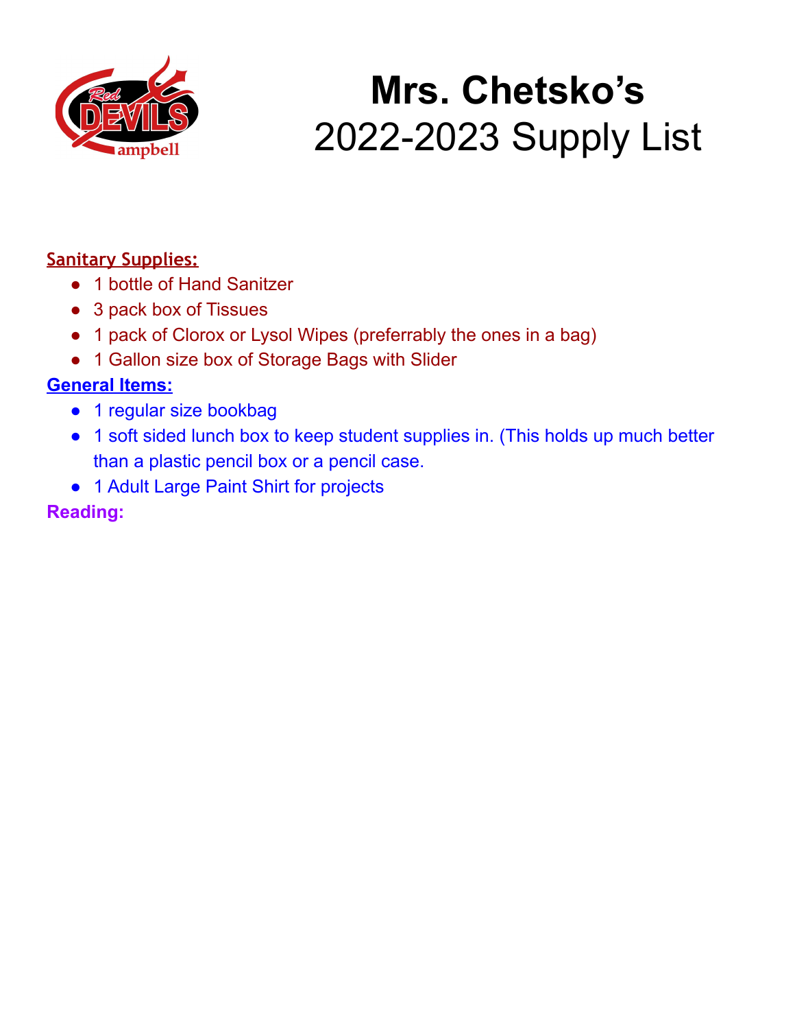# Mrs. Chetsko's
## 2022-2023 Supply List

**Sanitary Supplies:**

- 1 bottle of Hand Sanitzer
- 3 pack box of Tissues
- 1 pack of Clorox or Lysol Wipes (preferrably the ones in a bag)
- 1 Gallon size box of Storage Bags with Slider

**General Items:**

- 1 regular size bookbag
- 1 soft sided lunch box to keep student supplies in. (This holds up much better than a plastic pencil box or a pencil case.
- 1 Adult Large Paint Shirt for projects

**Reading:**